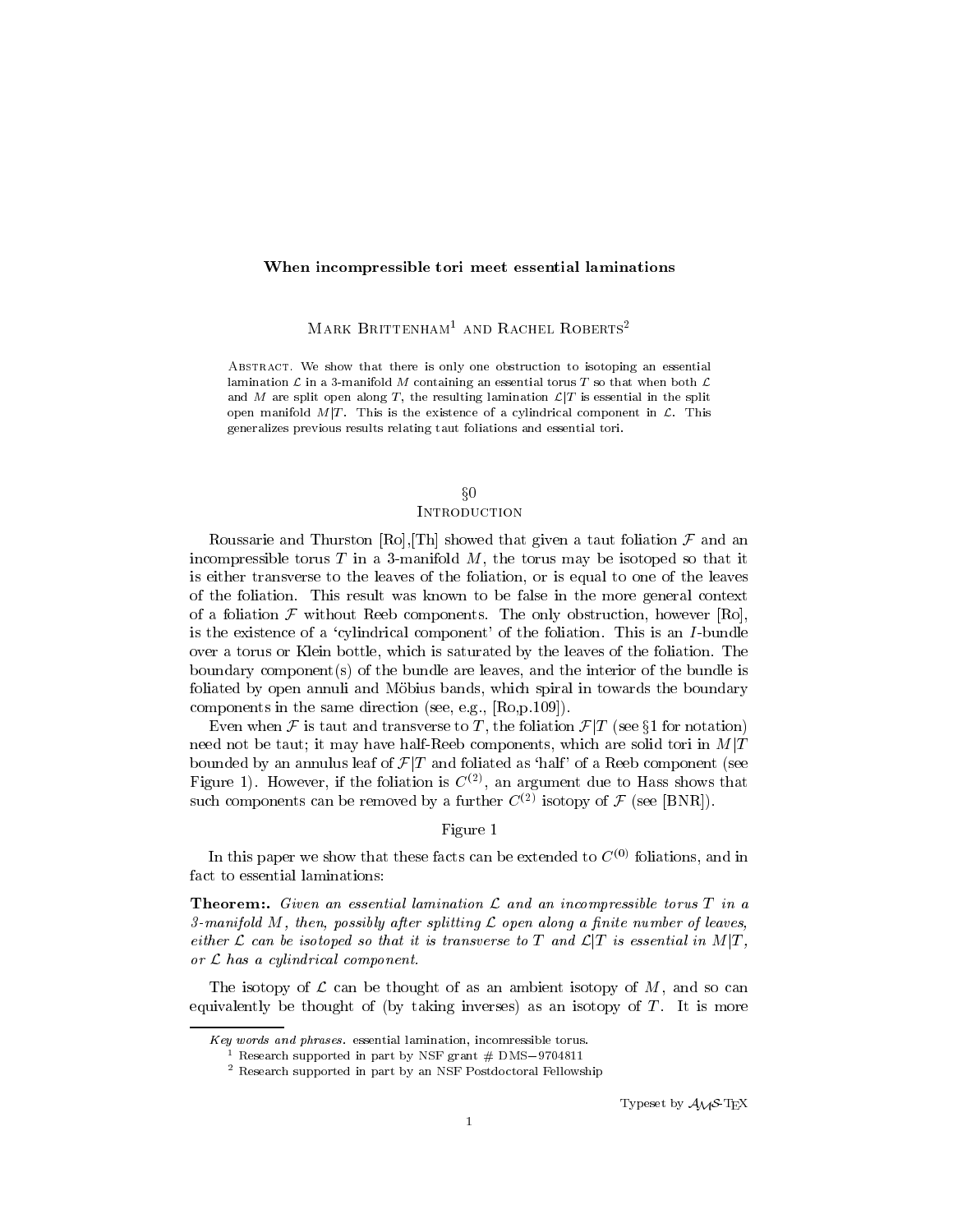# When incompressible tori meet essential laminations

Mark Brittenham[1] and Rachel Roberts[2]

Abstract. We show that there is only one obstruction to isotoping an essential lamination $\mathcal{L}$ in a 3-manifold $M$ containing an essential torus $T$ so that when both $\mathcal{L}$ and $M$ are split open along $T$, the resulting lamination $\mathcal{L}|T$ is essential in the split open manifold $M|T$. This is the existence of a cylindrical component in $\mathcal{L}$. This generalizes previous results relating taut foliations and essential tori.

## §0 Introduction

Roussarie and Thurston [Ro],[Th] showed that given a taut foliation $\mathcal{F}$ and an incompressible torus $T$ in a 3-manifold $M$, the torus may be isotoped so that it is either transverse to the leaves of the foliation, or is equal to one of the leaves of the foliation. This result was known to be false in the more general context of a foliation $\mathcal{F}$ without Reeb components. The only obstruction, however [Ro], is the existence of a 'cylindrical component' of the foliation. This is an $I$-bundle over a torus or Klein bottle, which is saturated by the leaves of the foliation. The boundary component(s) of the bundle are leaves, and the interior of the bundle is foliated by open annuli and Möbius bands, which spiral in towards the boundary components in the same direction (see, e.g., [Ro,p.109]).

Even when $\mathcal{F}$ is taut and transverse to $T$, the foliation $\mathcal{F}|T$ (see §1 for notation) need not be taut; it may have half-Reeb components, which are solid tori in $M|T$ bounded by an annulus leaf of $\mathcal{F}|T$ and foliated as 'half' of a Reeb component (see Figure 1). However, if the foliation is $C^{(2)}$, an argument due to Hass shows that such components can be removed by a further $C^{(2)}$ isotopy of $\mathcal{F}$ (see [BNR]).

Figure 1

In this paper we show that these facts can be extended to $C^{(0)}$ foliations, and in fact to essential laminations:

**Theorem:.** *Given an essential lamination $\mathcal{L}$ and an incompressible torus $T$ in a 3-manifold $M$, then, possibly after splitting $\mathcal{L}$ open along a finite number of leaves, either $\mathcal{L}$ can be isotoped so that it is transverse to $T$ and $\mathcal{L}|T$ is essential in $M|T$, or $\mathcal{L}$ has a cylindrical component.*

The isotopy of $\mathcal{L}$ can be thought of as an ambient isotopy of $M$, and so can equivalently be thought of (by taking inverses) as an isotopy of $T$. It is more

---

*Key words and phrases.* essential lamination, incomressible torus.

[1] Research supported in part by NSF grant # DMS−9704811

[2] Research supported in part by an NSF Postdoctoral Fellowship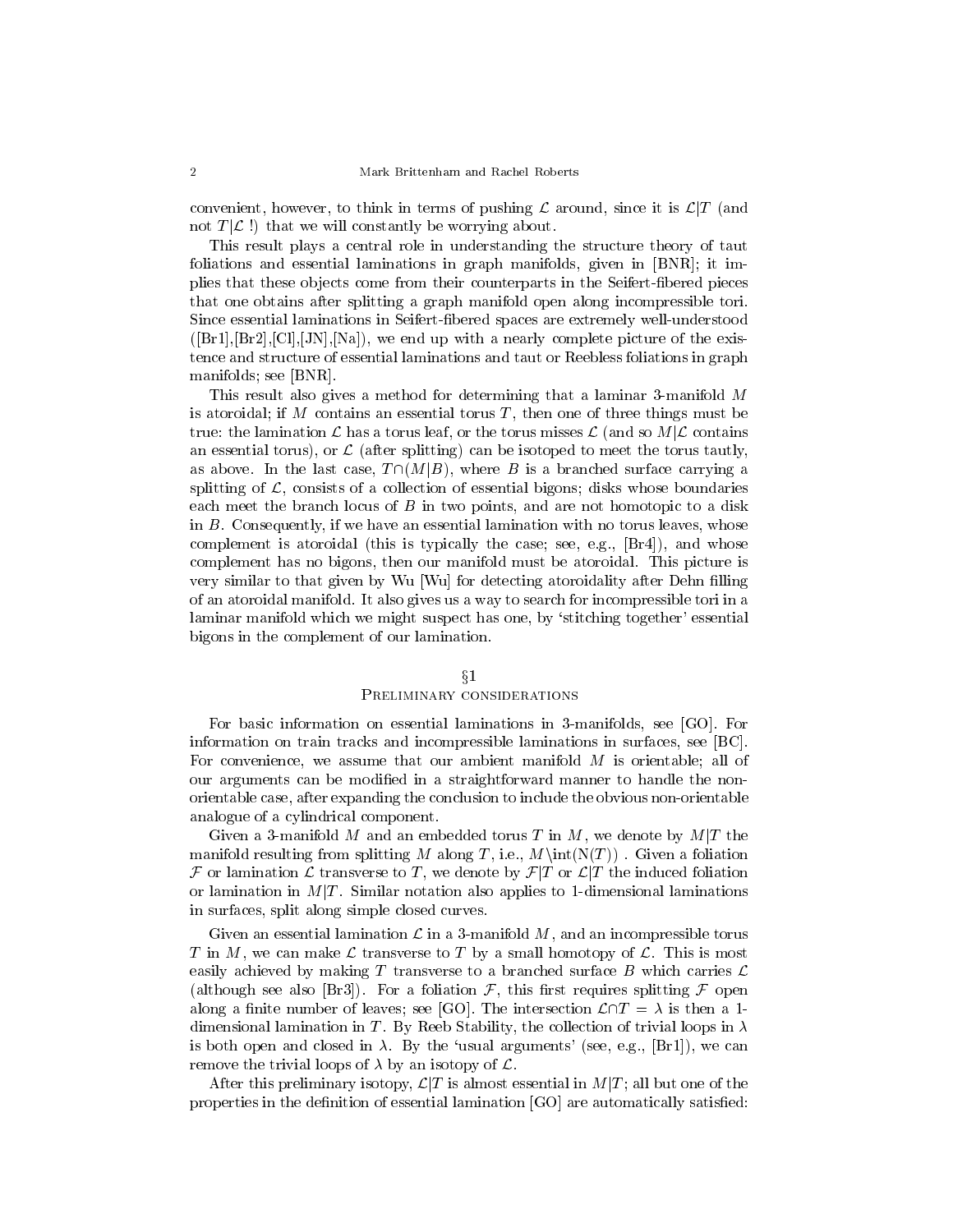convenient, however, to think in terms of pushing $\mathcal{L}$ around, since it is $\mathcal{L}|T$ (and not $T|\mathcal{L}$ !) that we will constantly be worrying about.

This result plays a central role in understanding the structure theory of taut foliations and essential laminations in graph manifolds, given in [BNR]; it implies that these objects come from their counterparts in the Seifert-fibered pieces that one obtains after splitting a graph manifold open along incompressible tori. Since essential laminations in Seifert-fibered spaces are extremely well-understood ([Br1],[Br2],[Cl],[JN],[Na]), we end up with a nearly complete picture of the existence and structure of essential laminations and taut or Reebless foliations in graph manifolds; see [BNR].

This result also gives a method for determining that a laminar 3-manifold $M$ is atoroidal; if $M$ contains an essential torus $T$, then one of three things must be true: the lamination $\mathcal{L}$ has a torus leaf, or the torus misses $\mathcal{L}$ (and so $M|\mathcal{L}$ contains an essential torus), or $\mathcal{L}$ (after splitting) can be isotoped to meet the torus tautly, as above. In the last case, $T\cap(M|B)$, where $B$ is a branched surface carrying a splitting of $\mathcal{L}$, consists of a collection of essential bigons; disks whose boundaries each meet the branch locus of $B$ in two points, and are not homotopic to a disk in $B$. Consequently, if we have an essential lamination with no torus leaves, whose complement is atoroidal (this is typically the case; see, e.g., [Br4]), and whose complement has no bigons, then our manifold must be atoroidal. This picture is very similar to that given by Wu [Wu] for detecting atoroidality after Dehn filling of an atoroidal manifold. It also gives us a way to search for incompressible tori in a laminar manifold which we might suspect has one, by 'stitching together' essential bigons in the complement of our lamination.

## §1
## Preliminary considerations

For basic information on essential laminations in 3-manifolds, see [GO]. For information on train tracks and incompressible laminations in surfaces, see [BC]. For convenience, we assume that our ambient manifold $M$ is orientable; all of our arguments can be modified in a straightforward manner to handle the non-orientable case, after expanding the conclusion to include the obvious non-orientable analogue of a cylindrical component.

Given a 3-manifold $M$ and an embedded torus $T$ in $M$, we denote by $M|T$ the manifold resulting from splitting $M$ along $T$, i.e., $M\setminus\text{int}(\text{N}(T))$ . Given a foliation $\mathcal{F}$ or lamination $\mathcal{L}$ transverse to $T$, we denote by $\mathcal{F}|T$ or $\mathcal{L}|T$ the induced foliation or lamination in $M|T$. Similar notation also applies to 1-dimensional laminations in surfaces, split along simple closed curves.

Given an essential lamination $\mathcal{L}$ in a 3-manifold $M$, and an incompressible torus $T$ in $M$, we can make $\mathcal{L}$ transverse to $T$ by a small homotopy of $\mathcal{L}$. This is most easily achieved by making $T$ transverse to a branched surface $B$ which carries $\mathcal{L}$ (although see also [Br3]). For a foliation $\mathcal{F}$, this first requires splitting $\mathcal{F}$ open along a finite number of leaves; see [GO]. The intersection $\mathcal{L}\cap T=\lambda$ is then a 1-dimensional lamination in $T$. By Reeb Stability, the collection of trivial loops in $\lambda$ is both open and closed in $\lambda$. By the 'usual arguments' (see, e.g., [Br1]), we can remove the trivial loops of $\lambda$ by an isotopy of $\mathcal{L}$.

After this preliminary isotopy, $\mathcal{L}|T$ is almost essential in $M|T$; all but one of the properties in the definition of essential lamination [GO] are automatically satisfied: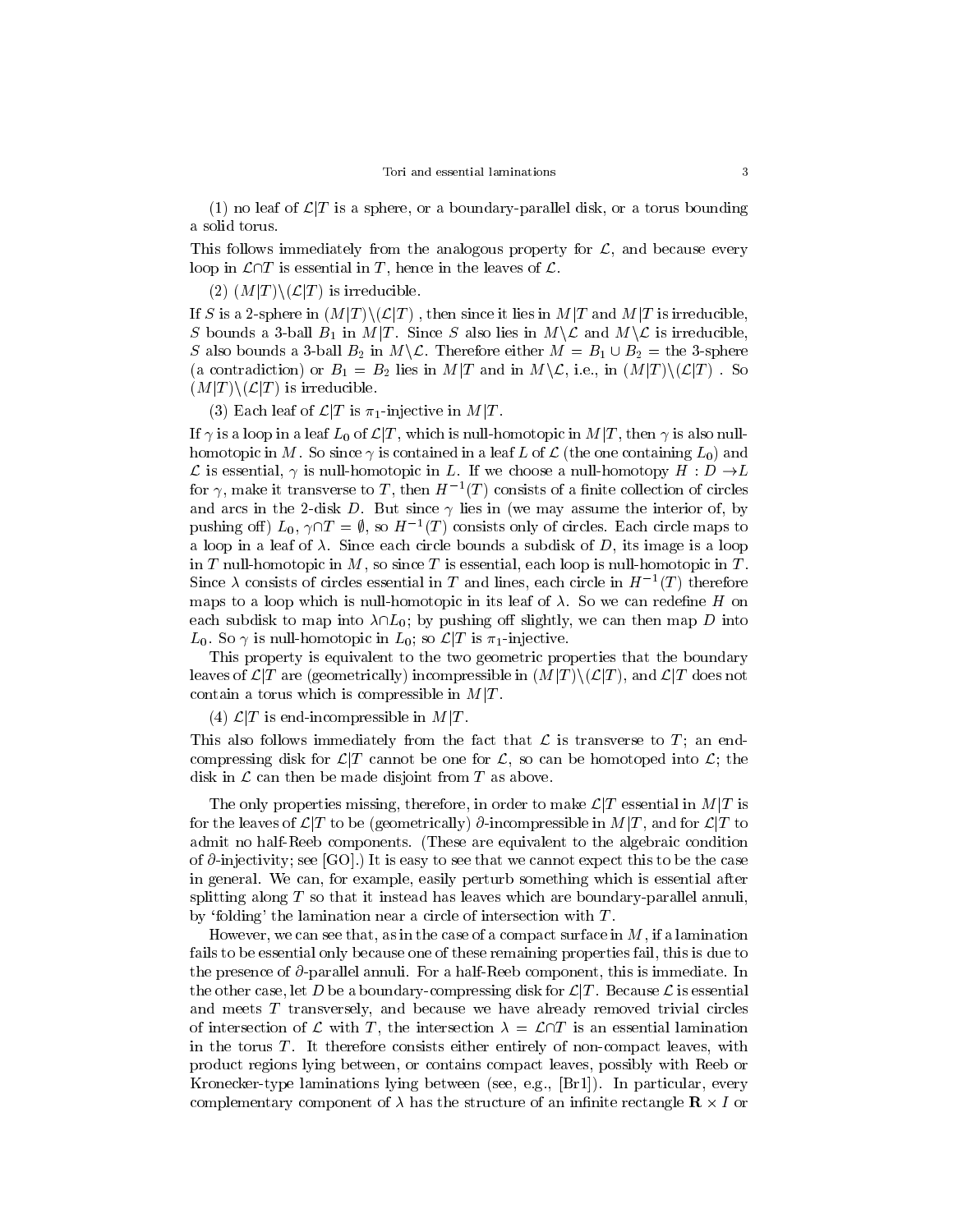(1) no leaf of $\mathcal{L}|T$ is a sphere, or a boundary-parallel disk, or a torus bounding a solid torus.

This follows immediately from the analogous property for $\mathcal{L}$, and because every loop in $\mathcal{L}\cap T$ is essential in $T$, hence in the leaves of $\mathcal{L}$.

(2) $(M|T)\backslash(\mathcal{L}|T)$ is irreducible.

If $S$ is a 2-sphere in $(M|T)\backslash(\mathcal{L}|T)$ , then since it lies in $M|T$ and $M|T$ is irreducible, $S$ bounds a 3-ball $B_1$ in $M|T$. Since $S$ also lies in $M\backslash\mathcal{L}$ and $M\backslash\mathcal{L}$ is irreducible, $S$ also bounds a 3-ball $B_2$ in $M\backslash\mathcal{L}$. Therefore either $M = B_1\cup B_2$ = the 3-sphere (a contradiction) or $B_1 = B_2$ lies in $M|T$ and in $M\backslash\mathcal{L}$, i.e., in $(M|T)\backslash(\mathcal{L}|T)$ . So $(M|T)\backslash(\mathcal{L}|T)$ is irreducible.

(3) Each leaf of $\mathcal{L}|T$ is $\pi_1$-injective in $M|T$.

If $\gamma$ is a loop in a leaf $L_0$ of $\mathcal{L}|T$, which is null-homotopic in $M|T$, then $\gamma$ is also null-homotopic in $M$. So since $\gamma$ is contained in a leaf $L$ of $\mathcal{L}$ (the one containing $L_0$) and $\mathcal{L}$ is essential, $\gamma$ is null-homotopic in $L$. If we choose a null-homotopy $H : D \to L$ for $\gamma$, make it transverse to $T$, then $H^{-1}(T)$ consists of a finite collection of circles and arcs in the 2-disk $D$. But since $\gamma$ lies in (we may assume the interior of, by pushing off) $L_0$, $\gamma\cap T = \emptyset$, so $H^{-1}(T)$ consists only of circles. Each circle maps to a loop in a leaf of $\lambda$. Since each circle bounds a subdisk of $D$, its image is a loop in $T$ null-homotopic in $M$, so since $T$ is essential, each loop is null-homotopic in $T$. Since $\lambda$ consists of circles essential in $T$ and lines, each circle in $H^{-1}(T)$ therefore maps to a loop which is null-homotopic in its leaf of $\lambda$. So we can redefine $H$ on each subdisk to map into $\lambda\cap L_0$; by pushing off slightly, we can then map $D$ into $L_0$. So $\gamma$ is null-homotopic in $L_0$; so $\mathcal{L}|T$ is $\pi_1$-injective.

This property is equivalent to the two geometric properties that the boundary leaves of $\mathcal{L}|T$ are (geometrically) incompressible in $(M|T)\backslash(\mathcal{L}|T)$, and $\mathcal{L}|T$ does not contain a torus which is compressible in $M|T$.

(4) $\mathcal{L}|T$ is end-incompressible in $M|T$.

This also follows immediately from the fact that $\mathcal{L}$ is transverse to $T$; an end-compressing disk for $\mathcal{L}|T$ cannot be one for $\mathcal{L}$, so can be homotoped into $\mathcal{L}$; the disk in $\mathcal{L}$ can then be made disjoint from $T$ as above.

The only properties missing, therefore, in order to make $\mathcal{L}|T$ essential in $M|T$ is for the leaves of $\mathcal{L}|T$ to be (geometrically) $\partial$-incompressible in $M|T$, and for $\mathcal{L}|T$ to admit no half-Reeb components. (These are equivalent to the algebraic condition of $\partial$-injectivity; see [GO].) It is easy to see that we cannot expect this to be the case in general. We can, for example, easily perturb something which is essential after splitting along $T$ so that it instead has leaves which are boundary-parallel annuli, by 'folding' the lamination near a circle of intersection with $T$.

However, we can see that, as in the case of a compact surface in $M$, if a lamination fails to be essential only because one of these remaining properties fail, this is due to the presence of $\partial$-parallel annuli. For a half-Reeb component, this is immediate. In the other case, let $D$ be a boundary-compressing disk for $\mathcal{L}|T$. Because $\mathcal{L}$ is essential and meets $T$ transversely, and because we have already removed trivial circles of intersection of $\mathcal{L}$ with $T$, the intersection $\lambda = \mathcal{L}\cap T$ is an essential lamination in the torus $T$. It therefore consists either entirely of non-compact leaves, with product regions lying between, or contains compact leaves, possibly with Reeb or Kronecker-type laminations lying between (see, e.g., [Br1]). In particular, every complementary component of $\lambda$ has the structure of an infinite rectangle $\mathbf{R}\times I$ or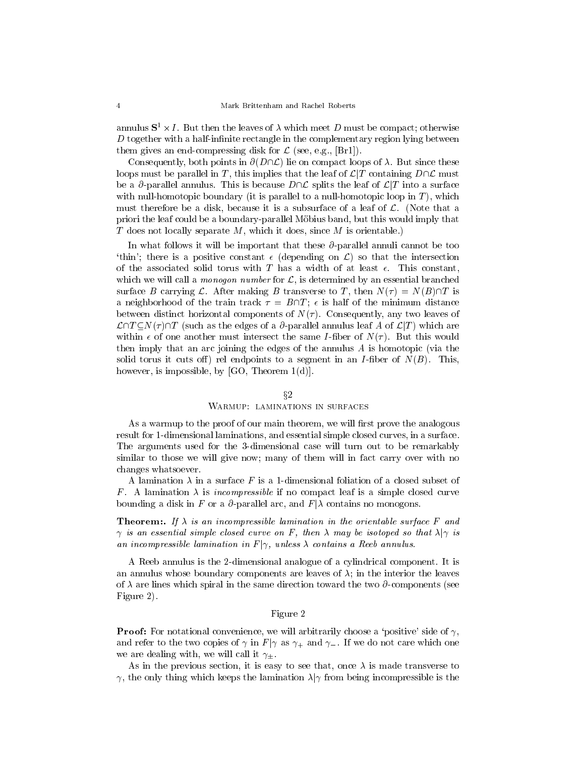annulus $\mathbf{S}^1 \times I$. But then the leaves of $\lambda$ which meet $D$ must be compact; otherwise $D$ together with a half-infinite rectangle in the complementary region lying between them gives an end-compressing disk for $\mathcal{L}$ (see, e.g., [Br1]).

Consequently, both points in $\partial(D\cap\mathcal{L})$ lie on compact loops of $\lambda$. But since these loops must be parallel in $T$, this implies that the leaf of $\mathcal{L}|T$ containing $D\cap\mathcal{L}$ must be a $\partial$-parallel annulus. This is because $D\cap\mathcal{L}$ splits the leaf of $\mathcal{L}|T$ into a surface with null-homotopic boundary (it is parallel to a null-homotopic loop in $T$), which must therefore be a disk, because it is a subsurface of a leaf of $\mathcal{L}$. (Note that a priori the leaf could be a boundary-parallel Möbius band, but this would imply that $T$ does not locally separate $M$, which it does, since $M$ is orientable.)

In what follows it will be important that these $\partial$-parallel annuli cannot be too 'thin'; there is a positive constant $\epsilon$ (depending on $\mathcal{L}$) so that the intersection of the associated solid torus with $T$ has a width of at least $\epsilon$. This constant, which we will call a *monogon number* for $\mathcal{L}$, is determined by an essential branched surface $B$ carrying $\mathcal{L}$. After making $B$ transverse to $T$, then $N(\tau) = N(B)\cap T$ is a neighborhood of the train track $\tau = B\cap T$; $\epsilon$ is half of the minimum distance between distinct horizontal components of $N(\tau)$. Consequently, any two leaves of $\mathcal{L}\cap T \subseteq N(\tau)\cap T$ (such as the edges of a $\partial$-parallel annulus leaf $A$ of $\mathcal{L}|T$) which are within $\epsilon$ of one another must intersect the same $I$-fiber of $N(\tau)$. But this would then imply that an arc joining the edges of the annulus $A$ is homotopic (via the solid torus it cuts off) rel endpoints to a segment in an $I$-fiber of $N(B)$. This, however, is impossible, by [GO, Theorem 1(d)].

## §2
## Warmup: laminations in surfaces

As a warmup to the proof of our main theorem, we will first prove the analogous result for 1-dimensional laminations, and essential simple closed curves, in a surface. The arguments used for the 3-dimensional case will turn out to be remarkably similar to those we will give now; many of them will in fact carry over with no changes whatsoever.

A lamination $\lambda$ in a surface $F$ is a 1-dimensional foliation of a closed subset of $F$. A lamination $\lambda$ is *incompressible* if no compact leaf is a simple closed curve bounding a disk in $F$ or a $\partial$-parallel arc, and $F|\lambda$ contains no monogons.

**Theorem:.** *If $\lambda$ is an incompressible lamination in the orientable surface $F$ and $\gamma$ is an essential simple closed curve on $F$, then $\lambda$ may be isotoped so that $\lambda|\gamma$ is an incompressible lamination in $F|\gamma$, unless $\lambda$ contains a Reeb annulus.*

A Reeb annulus is the 2-dimensional analogue of a cylindrical component. It is an annulus whose boundary components are leaves of $\lambda$; in the interior the leaves of $\lambda$ are lines which spiral in the same direction toward the two $\partial$-components (see Figure 2).

Figure 2

**Proof:** For notational convenience, we will arbitrarily choose a 'positive' side of $\gamma$, and refer to the two copies of $\gamma$ in $F|\gamma$ as $\gamma_+$ and $\gamma_-$. If we do not care which one we are dealing with, we will call it $\gamma_\pm$.

As in the previous section, it is easy to see that, once $\lambda$ is made transverse to $\gamma$, the only thing which keeps the lamination $\lambda|\gamma$ from being incompressible is the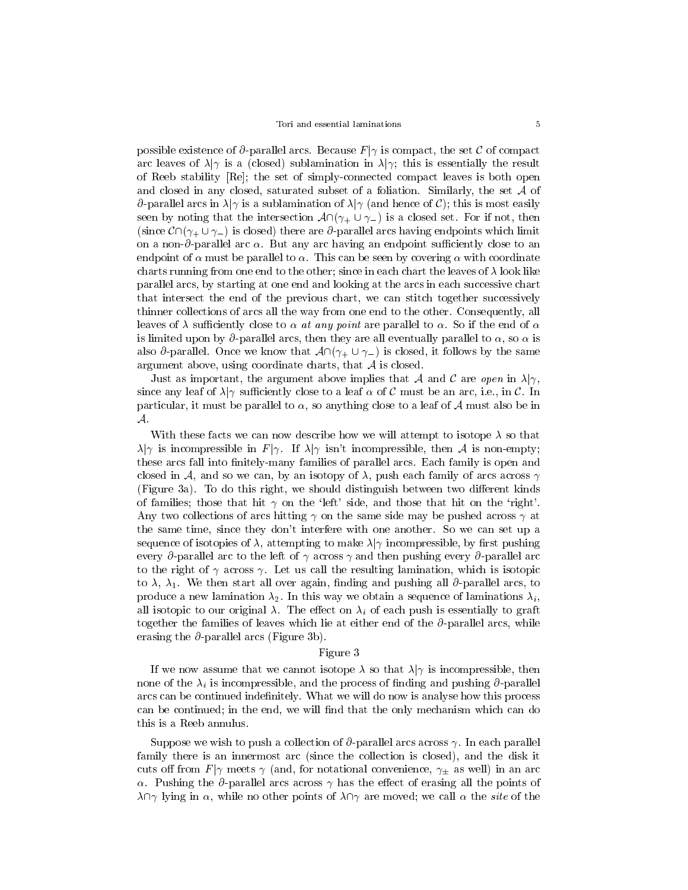possible existence of $\partial$-parallel arcs. Because $F|\gamma$ is compact, the set $\mathcal{C}$ of compact arc leaves of $\lambda|\gamma$ is a (closed) sublamination in $\lambda|\gamma$; this is essentially the result of Reeb stability [Re]; the set of simply-connected compact leaves is both open and closed in any closed, saturated subset of a foliation. Similarly, the set $\mathcal{A}$ of $\partial$-parallel arcs in $\lambda|\gamma$ is a sublamination of $\lambda|\gamma$ (and hence of $\mathcal{C}$); this is most easily seen by noting that the intersection $\mathcal{A}\cap(\gamma_+ \cup \gamma_-)$ is a closed set. For if not, then (since $\mathcal{C}\cap(\gamma_+ \cup \gamma_-)$ is closed) there are $\partial$-parallel arcs having endpoints which limit on a non-$\partial$-parallel arc $\alpha$. But any arc having an endpoint sufficiently close to an endpoint of $\alpha$ must be parallel to $\alpha$. This can be seen by covering $\alpha$ with coordinate charts running from one end to the other; since in each chart the leaves of $\lambda$ look like parallel arcs, by starting at one end and looking at the arcs in each successive chart that intersect the end of the previous chart, we can stitch together successively thinner collections of arcs all the way from one end to the other. Consequently, all leaves of $\lambda$ sufficiently close to $\alpha$ *at any point* are parallel to $\alpha$. So if the end of $\alpha$ is limited upon by $\partial$-parallel arcs, then they are all eventually parallel to $\alpha$, so $\alpha$ is also $\partial$-parallel. Once we know that $\mathcal{A}\cap(\gamma_+ \cup \gamma_-)$ is closed, it follows by the same argument above, using coordinate charts, that $\mathcal{A}$ is closed.

Just as important, the argument above implies that $\mathcal{A}$ and $\mathcal{C}$ are *open* in $\lambda|\gamma$, since any leaf of $\lambda|\gamma$ sufficiently close to a leaf $\alpha$ of $\mathcal{C}$ must be an arc, i.e., in $\mathcal{C}$. In particular, it must be parallel to $\alpha$, so anything close to a leaf of $\mathcal{A}$ must also be in $\mathcal{A}$.

With these facts we can now describe how we will attempt to isotope $\lambda$ so that $\lambda|\gamma$ is incompressible in $F|\gamma$. If $\lambda|\gamma$ isn't incompressible, then $\mathcal{A}$ is non-empty; these arcs fall into finitely-many families of parallel arcs. Each family is open and closed in $\mathcal{A}$, and so we can, by an isotopy of $\lambda$, push each family of arcs across $\gamma$ (Figure 3a). To do this right, we should distinguish between two different kinds of families; those that hit $\gamma$ on the 'left' side, and those that hit on the 'right'. Any two collections of arcs hitting $\gamma$ on the same side may be pushed across $\gamma$ at the same time, since they don't interfere with one another. So we can set up a sequence of isotopies of $\lambda$, attempting to make $\lambda|\gamma$ incompressible, by first pushing every $\partial$-parallel arc to the left of $\gamma$ across $\gamma$ and then pushing every $\partial$-parallel arc to the right of $\gamma$ across $\gamma$. Let us call the resulting lamination, which is isotopic to $\lambda$, $\lambda_1$. We then start all over again, finding and pushing all $\partial$-parallel arcs, to produce a new lamination $\lambda_2$. In this way we obtain a sequence of laminations $\lambda_i$, all isotopic to our original $\lambda$. The effect on $\lambda_i$ of each push is essentially to graft together the families of leaves which lie at either end of the $\partial$-parallel arcs, while erasing the $\partial$-parallel arcs (Figure 3b).

Figure 3

If we now assume that we cannot isotope $\lambda$ so that $\lambda|\gamma$ is incompressible, then none of the $\lambda_i$ is incompressible, and the process of finding and pushing $\partial$-parallel arcs can be continued indefinitely. What we will do now is analyse how this process can be continued; in the end, we will find that the only mechanism which can do this is a Reeb annulus.

Suppose we wish to push a collection of $\partial$-parallel arcs across $\gamma$. In each parallel family there is an innermost arc (since the collection is closed), and the disk it cuts off from $F|\gamma$ meets $\gamma$ (and, for notational convenience, $\gamma_\pm$ as well) in an arc $\alpha$. Pushing the $\partial$-parallel arcs across $\gamma$ has the effect of erasing all the points of $\lambda\cap\gamma$ lying in $\alpha$, while no other points of $\lambda\cap\gamma$ are moved; we call $\alpha$ the *site* of the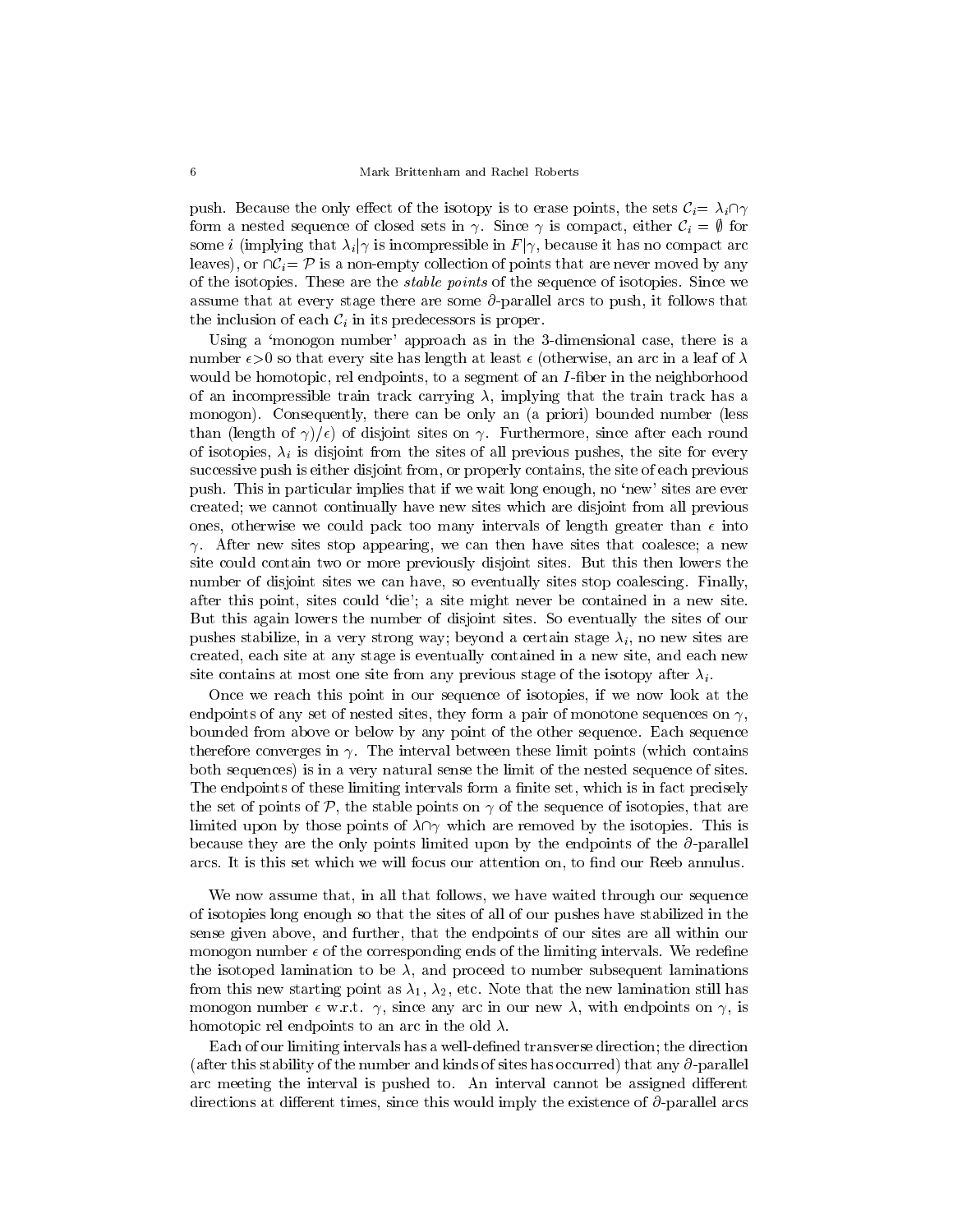push. Because the only effect of the isotopy is to erase points, the sets $\mathcal{C}_i = \lambda_i \cap \gamma$ form a nested sequence of closed sets in $\gamma$. Since $\gamma$ is compact, either $\mathcal{C}_i = \emptyset$ for some $i$ (implying that $\lambda_i|\gamma$ is incompressible in $F|\gamma$, because it has no compact arc leaves), or $\cap \mathcal{C}_i = \mathcal{P}$ is a non-empty collection of points that are never moved by any of the isotopies. These are the *stable points* of the sequence of isotopies. Since we assume that at every stage there are some $\partial$-parallel arcs to push, it follows that the inclusion of each $\mathcal{C}_i$ in its predecessors is proper.

Using a 'monogon number' approach as in the 3-dimensional case, there is a number $\epsilon > 0$ so that every site has length at least $\epsilon$ (otherwise, an arc in a leaf of $\lambda$ would be homotopic, rel endpoints, to a segment of an $I$-fiber in the neighborhood of an incompressible train track carrying $\lambda$, implying that the train track has a monogon). Consequently, there can be only an (a priori) bounded number (less than (length of $\gamma$)$/\epsilon$) of disjoint sites on $\gamma$. Furthermore, since after each round of isotopies, $\lambda_i$ is disjoint from the sites of all previous pushes, the site for every successive push is either disjoint from, or properly contains, the site of each previous push. This in particular implies that if we wait long enough, no 'new' sites are ever created; we cannot continually have new sites which are disjoint from all previous ones, otherwise we could pack too many intervals of length greater than $\epsilon$ into $\gamma$. After new sites stop appearing, we can then have sites that coalesce; a new site could contain two or more previously disjoint sites. But this then lowers the number of disjoint sites we can have, so eventually sites stop coalescing. Finally, after this point, sites could 'die'; a site might never be contained in a new site. But this again lowers the number of disjoint sites. So eventually the sites of our pushes stabilize, in a very strong way; beyond a certain stage $\lambda_i$, no new sites are created, each site at any stage is eventually contained in a new site, and each new site contains at most one site from any previous stage of the isotopy after $\lambda_i$.

Once we reach this point in our sequence of isotopies, if we now look at the endpoints of any set of nested sites, they form a pair of monotone sequences on $\gamma$, bounded from above or below by any point of the other sequence. Each sequence therefore converges in $\gamma$. The interval between these limit points (which contains both sequences) is in a very natural sense the limit of the nested sequence of sites. The endpoints of these limiting intervals form a finite set, which is in fact precisely the set of points of $\mathcal{P}$, the stable points on $\gamma$ of the sequence of isotopies, that are limited upon by those points of $\lambda \cap \gamma$ which are removed by the isotopies. This is because they are the only points limited upon by the endpoints of the $\partial$-parallel arcs. It is this set which we will focus our attention on, to find our Reeb annulus.

We now assume that, in all that follows, we have waited through our sequence of isotopies long enough so that the sites of all of our pushes have stabilized in the sense given above, and further, that the endpoints of our sites are all within our monogon number $\epsilon$ of the corresponding ends of the limiting intervals. We redefine the isotoped lamination to be $\lambda$, and proceed to number subsequent laminations from this new starting point as $\lambda_1$, $\lambda_2$, etc. Note that the new lamination still has monogon number $\epsilon$ w.r.t. $\gamma$, since any arc in our new $\lambda$, with endpoints on $\gamma$, is homotopic rel endpoints to an arc in the old $\lambda$.

Each of our limiting intervals has a well-defined transverse direction; the direction (after this stability of the number and kinds of sites has occurred) that any $\partial$-parallel arc meeting the interval is pushed to. An interval cannot be assigned different directions at different times, since this would imply the existence of $\partial$-parallel arcs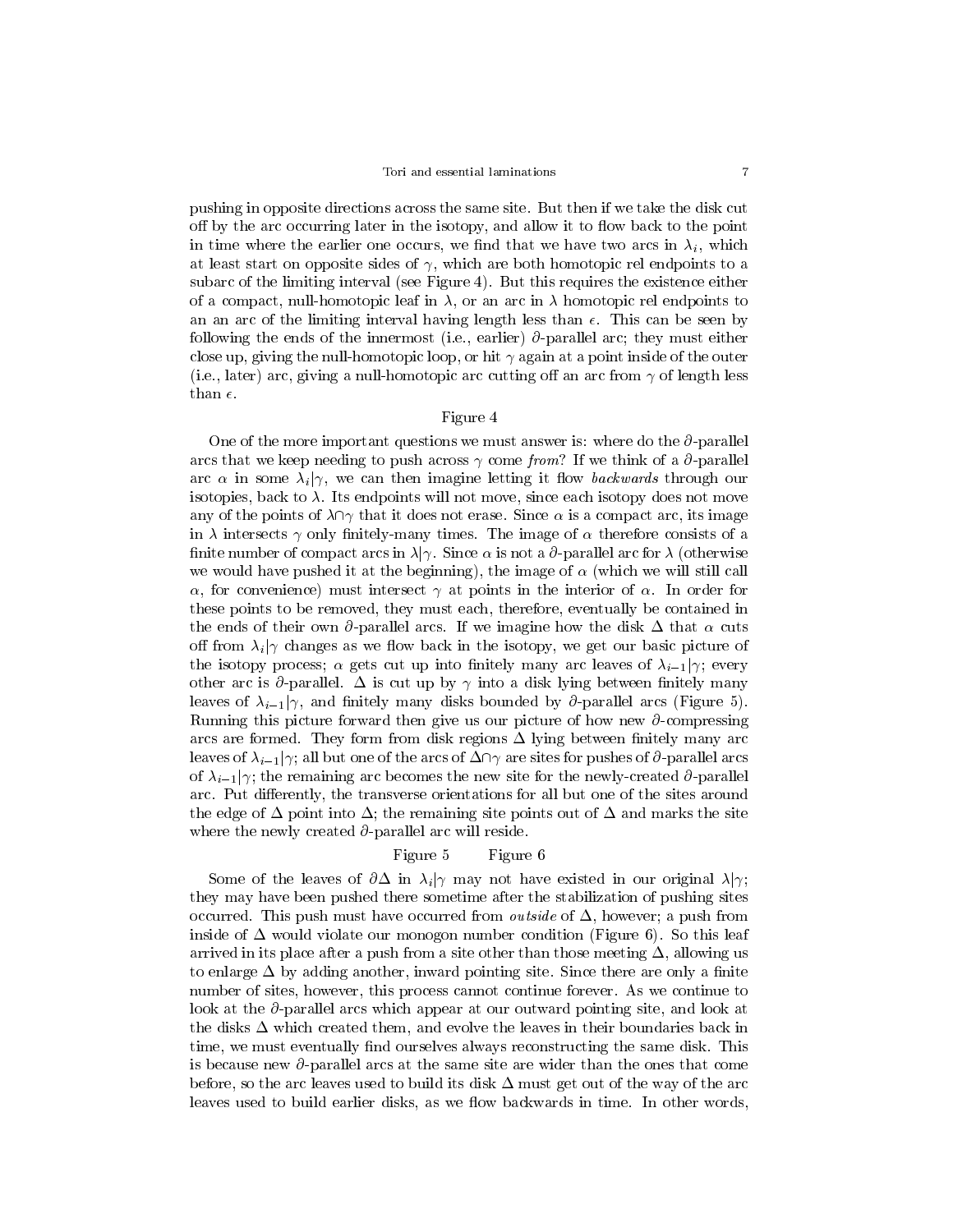pushing in opposite directions across the same site. But then if we take the disk cut off by the arc occurring later in the isotopy, and allow it to flow back to the point in time where the earlier one occurs, we find that we have two arcs in $\lambda_i$, which at least start on opposite sides of $\gamma$, which are both homotopic rel endpoints to a subarc of the limiting interval (see Figure 4). But this requires the existence either of a compact, null-homotopic leaf in $\lambda$, or an arc in $\lambda$ homotopic rel endpoints to an an arc of the limiting interval having length less than $\epsilon$. This can be seen by following the ends of the innermost (i.e., earlier) $\partial$-parallel arc; they must either close up, giving the null-homotopic loop, or hit $\gamma$ again at a point inside of the outer (i.e., later) arc, giving a null-homotopic arc cutting off an arc from $\gamma$ of length less than $\epsilon$.

Figure 4

One of the more important questions we must answer is: where do the $\partial$-parallel arcs that we keep needing to push across $\gamma$ come *from*? If we think of a $\partial$-parallel arc $\alpha$ in some $\lambda_i|\gamma$, we can then imagine letting it flow *backwards* through our isotopies, back to $\lambda$. Its endpoints will not move, since each isotopy does not move any of the points of $\lambda\cap\gamma$ that it does not erase. Since $\alpha$ is a compact arc, its image in $\lambda$ intersects $\gamma$ only finitely-many times. The image of $\alpha$ therefore consists of a finite number of compact arcs in $\lambda|\gamma$. Since $\alpha$ is not a $\partial$-parallel arc for $\lambda$ (otherwise we would have pushed it at the beginning), the image of $\alpha$ (which we will still call $\alpha$, for convenience) must intersect $\gamma$ at points in the interior of $\alpha$. In order for these points to be removed, they must each, therefore, eventually be contained in the ends of their own $\partial$-parallel arcs. If we imagine how the disk $\Delta$ that $\alpha$ cuts off from $\lambda_i|\gamma$ changes as we flow back in the isotopy, we get our basic picture of the isotopy process; $\alpha$ gets cut up into finitely many arc leaves of $\lambda_{i-1}|\gamma$; every other arc is $\partial$-parallel. $\Delta$ is cut up by $\gamma$ into a disk lying between finitely many leaves of $\lambda_{i-1}|\gamma$, and finitely many disks bounded by $\partial$-parallel arcs (Figure 5). Running this picture forward then give us our picture of how new $\partial$-compressing arcs are formed. They form from disk regions $\Delta$ lying between finitely many arc leaves of $\lambda_{i-1}|\gamma$; all but one of the arcs of $\Delta\cap\gamma$ are sites for pushes of $\partial$-parallel arcs of $\lambda_{i-1}|\gamma$; the remaining arc becomes the new site for the newly-created $\partial$-parallel arc. Put differently, the transverse orientations for all but one of the sites around the edge of $\Delta$ point into $\Delta$; the remaining site points out of $\Delta$ and marks the site where the newly created $\partial$-parallel arc will reside.

Figure 5 Figure 6

Some of the leaves of $\partial\Delta$ in $\lambda_i|\gamma$ may not have existed in our original $\lambda|\gamma$; they may have been pushed there sometime after the stabilization of pushing sites occurred. This push must have occurred from *outside* of $\Delta$, however; a push from inside of $\Delta$ would violate our monogon number condition (Figure 6). So this leaf arrived in its place after a push from a site other than those meeting $\Delta$, allowing us to enlarge $\Delta$ by adding another, inward pointing site. Since there are only a finite number of sites, however, this process cannot continue forever. As we continue to look at the $\partial$-parallel arcs which appear at our outward pointing site, and look at the disks $\Delta$ which created them, and evolve the leaves in their boundaries back in time, we must eventually find ourselves always reconstructing the same disk. This is because new $\partial$-parallel arcs at the same site are wider than the ones that come before, so the arc leaves used to build its disk $\Delta$ must get out of the way of the arc leaves used to build earlier disks, as we flow backwards in time. In other words,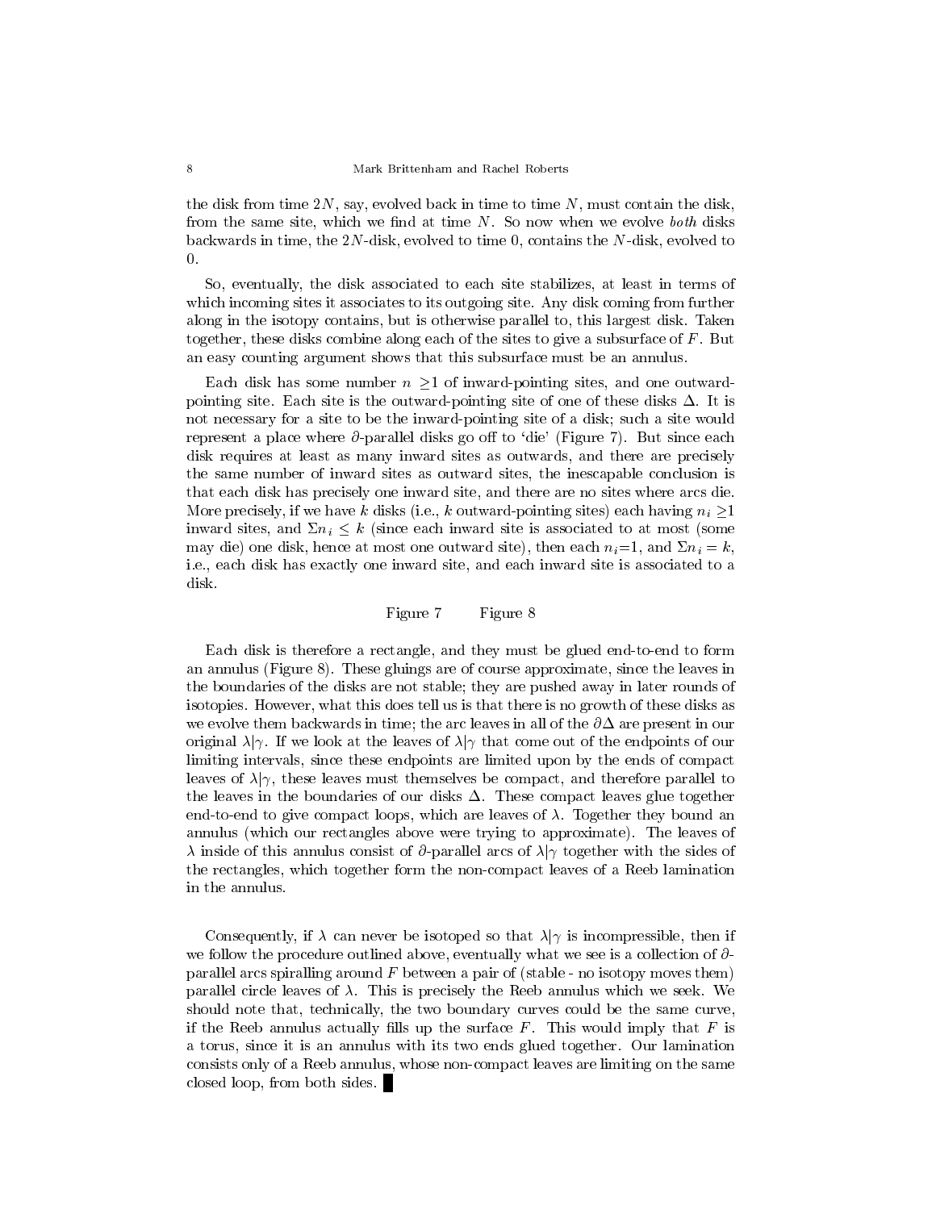the disk from time $2N$, say, evolved back in time to time $N$, must contain the disk, from the same site, which we find at time $N$. So now when we evolve *both* disks backwards in time, the $2N$-disk, evolved to time 0, contains the $N$-disk, evolved to 0.

So, eventually, the disk associated to each site stabilizes, at least in terms of which incoming sites it associates to its outgoing site. Any disk coming from further along in the isotopy contains, but is otherwise parallel to, this largest disk. Taken together, these disks combine along each of the sites to give a subsurface of $F$. But an easy counting argument shows that this subsurface must be an annulus.

Each disk has some number $n \geq 1$ of inward-pointing sites, and one outward-pointing site. Each site is the outward-pointing site of one of these disks $\Delta$. It is not necessary for a site to be the inward-pointing site of a disk; such a site would represent a place where $\partial$-parallel disks go off to 'die' (Figure 7). But since each disk requires at least as many inward sites as outwards, and there are precisely the same number of inward sites as outward sites, the inescapable conclusion is that each disk has precisely one inward site, and there are no sites where arcs die. More precisely, if we have $k$ disks (i.e., $k$ outward-pointing sites) each having $n_i \geq 1$ inward sites, and $\Sigma n_i \leq k$ (since each inward site is associated to at most (some may die) one disk, hence at most one outward site), then each $n_i$=1, and $\Sigma n_i = k$, i.e., each disk has exactly one inward site, and each inward site is associated to a disk.

Figure 7 Figure 8

Each disk is therefore a rectangle, and they must be glued end-to-end to form an annulus (Figure 8). These gluings are of course approximate, since the leaves in the boundaries of the disks are not stable; they are pushed away in later rounds of isotopies. However, what this does tell us is that there is no growth of these disks as we evolve them backwards in time; the arc leaves in all of the $\partial\Delta$ are present in our original $\lambda|\gamma$. If we look at the leaves of $\lambda|\gamma$ that come out of the endpoints of our limiting intervals, since these endpoints are limited upon by the ends of compact leaves of $\lambda|\gamma$, these leaves must themselves be compact, and therefore parallel to the leaves in the boundaries of our disks $\Delta$. These compact leaves glue together end-to-end to give compact loops, which are leaves of $\lambda$. Together they bound an annulus (which our rectangles above were trying to approximate). The leaves of $\lambda$ inside of this annulus consist of $\partial$-parallel arcs of $\lambda|\gamma$ together with the sides of the rectangles, which together form the non-compact leaves of a Reeb lamination in the annulus.

Consequently, if $\lambda$ can never be isotoped so that $\lambda|\gamma$ is incompressible, then if we follow the procedure outlined above, eventually what we see is a collection of $\partial$-parallel arcs spiralling around $F$ between a pair of (stable - no isotopy moves them) parallel circle leaves of $\lambda$. This is precisely the Reeb annulus which we seek. We should note that, technically, the two boundary curves could be the same curve, if the Reeb annulus actually fills up the surface $F$. This would imply that $F$ is a torus, since it is an annulus with its two ends glued together. Our lamination consists only of a Reeb annulus, whose non-compact leaves are limiting on the same closed loop, from both sides. ∎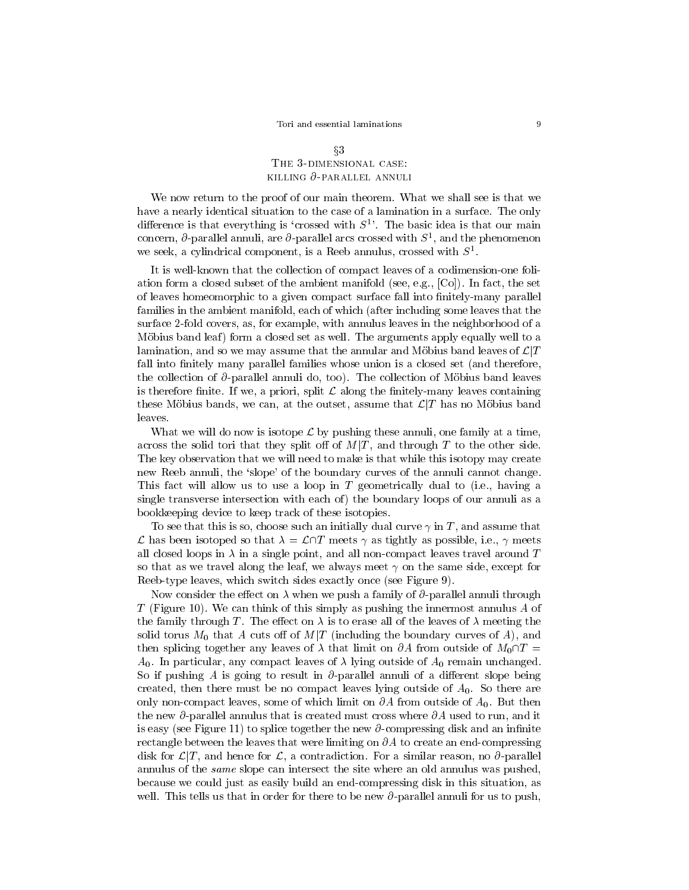## §3
## The 3-dimensional case: killing $\partial$-parallel annuli

We now return to the proof of our main theorem. What we shall see is that we have a nearly identical situation to the case of a lamination in a surface. The only difference is that everything is 'crossed with $S^1$'. The basic idea is that our main concern, $\partial$-parallel annuli, are $\partial$-parallel arcs crossed with $S^1$, and the phenomenon we seek, a cylindrical component, is a Reeb annulus, crossed with $S^1$.

It is well-known that the collection of compact leaves of a codimension-one foliation form a closed subset of the ambient manifold (see, e.g., [Co]). In fact, the set of leaves homeomorphic to a given compact surface fall into finitely-many parallel families in the ambient manifold, each of which (after including some leaves that the surface 2-fold covers, as, for example, with annulus leaves in the neighborhood of a Möbius band leaf) form a closed set as well. The arguments apply equally well to a lamination, and so we may assume that the annular and Möbius band leaves of $\mathcal{L}|T$ fall into finitely many parallel families whose union is a closed set (and therefore, the collection of $\partial$-parallel annuli do, too). The collection of Möbius band leaves is therefore finite. If we, a priori, split $\mathcal{L}$ along the finitely-many leaves containing these Möbius bands, we can, at the outset, assume that $\mathcal{L}|T$ has no Möbius band leaves.

What we will do now is isotope $\mathcal{L}$ by pushing these annuli, one family at a time, across the solid tori that they split off of $M|T$, and through $T$ to the other side. The key observation that we will need to make is that while this isotopy may create new Reeb annuli, the 'slope' of the boundary curves of the annuli cannot change. This fact will allow us to use a loop in $T$ geometrically dual to (i.e., having a single transverse intersection with each of) the boundary loops of our annuli as a bookkeeping device to keep track of these isotopies.

To see that this is so, choose such an initially dual curve $\gamma$ in $T$, and assume that $\mathcal{L}$ has been isotoped so that $\lambda = \mathcal{L}\cap T$ meets $\gamma$ as tightly as possible, i.e., $\gamma$ meets all closed loops in $\lambda$ in a single point, and all non-compact leaves travel around $T$ so that as we travel along the leaf, we always meet $\gamma$ on the same side, except for Reeb-type leaves, which switch sides exactly once (see Figure 9).

Now consider the effect on $\lambda$ when we push a family of $\partial$-parallel annuli through $T$ (Figure 10). We can think of this simply as pushing the innermost annulus $A$ of the family through $T$. The effect on $\lambda$ is to erase all of the leaves of $\lambda$ meeting the solid torus $M_0$ that $A$ cuts off of $M|T$ (including the boundary curves of $A$), and then splicing together any leaves of $\lambda$ that limit on $\partial A$ from outside of $M_0\cap T = A_0$. In particular, any compact leaves of $\lambda$ lying outside of $A_0$ remain unchanged. So if pushing $A$ is going to result in $\partial$-parallel annuli of a different slope being created, then there must be no compact leaves lying outside of $A_0$. So there are only non-compact leaves, some of which limit on $\partial A$ from outside of $A_0$. But then the new $\partial$-parallel annulus that is created must cross where $\partial A$ used to run, and it is easy (see Figure 11) to splice together the new $\partial$-compressing disk and an infinite rectangle between the leaves that were limiting on $\partial A$ to create an end-compressing disk for $\mathcal{L}|T$, and hence for $\mathcal{L}$, a contradiction. For a similar reason, no $\partial$-parallel annulus of the *same* slope can intersect the site where an old annulus was pushed, because we could just as easily build an end-compressing disk in this situation, as well. This tells us that in order for there to be new $\partial$-parallel annuli for us to push,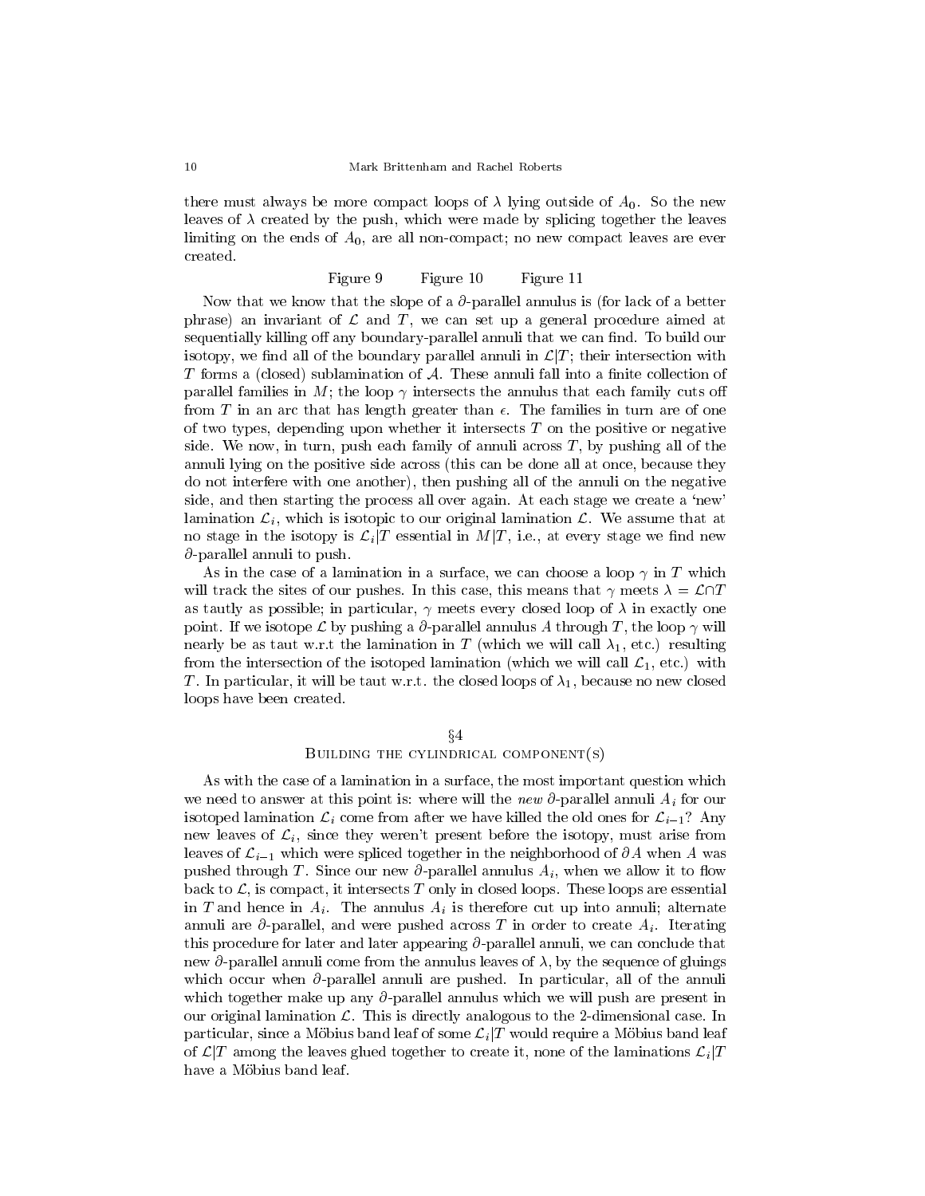there must always be more compact loops of $\lambda$ lying outside of $A_0$. So the new leaves of $\lambda$ created by the push, which were made by splicing together the leaves limiting on the ends of $A_0$, are all non-compact; no new compact leaves are ever created.

Figure 9 Figure 10 Figure 11

Now that we know that the slope of a $\partial$-parallel annulus is (for lack of a better phrase) an invariant of $\mathcal{L}$ and $T$, we can set up a general procedure aimed at sequentially killing off any boundary-parallel annuli that we can find. To build our isotopy, we find all of the boundary parallel annuli in $\mathcal{L}|T$; their intersection with $T$ forms a (closed) sublamination of $\mathcal{A}$. These annuli fall into a finite collection of parallel families in $M$; the loop $\gamma$ intersects the annulus that each family cuts off from $T$ in an arc that has length greater than $\epsilon$. The families in turn are of one of two types, depending upon whether it intersects $T$ on the positive or negative side. We now, in turn, push each family of annuli across $T$, by pushing all of the annuli lying on the positive side across (this can be done all at once, because they do not interfere with one another), then pushing all of the annuli on the negative side, and then starting the process all over again. At each stage we create a 'new' lamination $\mathcal{L}_i$, which is isotopic to our original lamination $\mathcal{L}$. We assume that at no stage in the isotopy is $\mathcal{L}_i|T$ essential in $M|T$, i.e., at every stage we find new $\partial$-parallel annuli to push.

As in the case of a lamination in a surface, we can choose a loop $\gamma$ in $T$ which will track the sites of our pushes. In this case, this means that $\gamma$ meets $\lambda = \mathcal{L}\cap T$ as tautly as possible; in particular, $\gamma$ meets every closed loop of $\lambda$ in exactly one point. If we isotope $\mathcal{L}$ by pushing a $\partial$-parallel annulus $A$ through $T$, the loop $\gamma$ will nearly be as taut w.r.t the lamination in $T$ (which we will call $\lambda_1$, etc.) resulting from the intersection of the isotoped lamination (which we will call $\mathcal{L}_1$, etc.) with $T$. In particular, it will be taut w.r.t. the closed loops of $\lambda_1$, because no new closed loops have been created.

## §4
## Building the cylindrical component(s)

As with the case of a lamination in a surface, the most important question which we need to answer at this point is: where will the *new* $\partial$-parallel annuli $A_i$ for our isotoped lamination $\mathcal{L}_i$ come from after we have killed the old ones for $\mathcal{L}_{i-1}$? Any new leaves of $\mathcal{L}_i$, since they weren't present before the isotopy, must arise from leaves of $\mathcal{L}_{i-1}$ which were spliced together in the neighborhood of $\partial A$ when $A$ was pushed through $T$. Since our new $\partial$-parallel annulus $A_i$, when we allow it to flow back to $\mathcal{L}$, is compact, it intersects $T$ only in closed loops. These loops are essential in $T$ and hence in $A_i$. The annulus $A_i$ is therefore cut up into annuli; alternate annuli are $\partial$-parallel, and were pushed across $T$ in order to create $A_i$. Iterating this procedure for later and later appearing $\partial$-parallel annuli, we can conclude that new $\partial$-parallel annuli come from the annulus leaves of $\lambda$, by the sequence of gluings which occur when $\partial$-parallel annuli are pushed. In particular, all of the annuli which together make up any $\partial$-parallel annulus which we will push are present in our original lamination $\mathcal{L}$. This is directly analogous to the 2-dimensional case. In particular, since a Möbius band leaf of some $\mathcal{L}_i|T$ would require a Möbius band leaf of $\mathcal{L}|T$ among the leaves glued together to create it, none of the laminations $\mathcal{L}_i|T$ have a Möbius band leaf.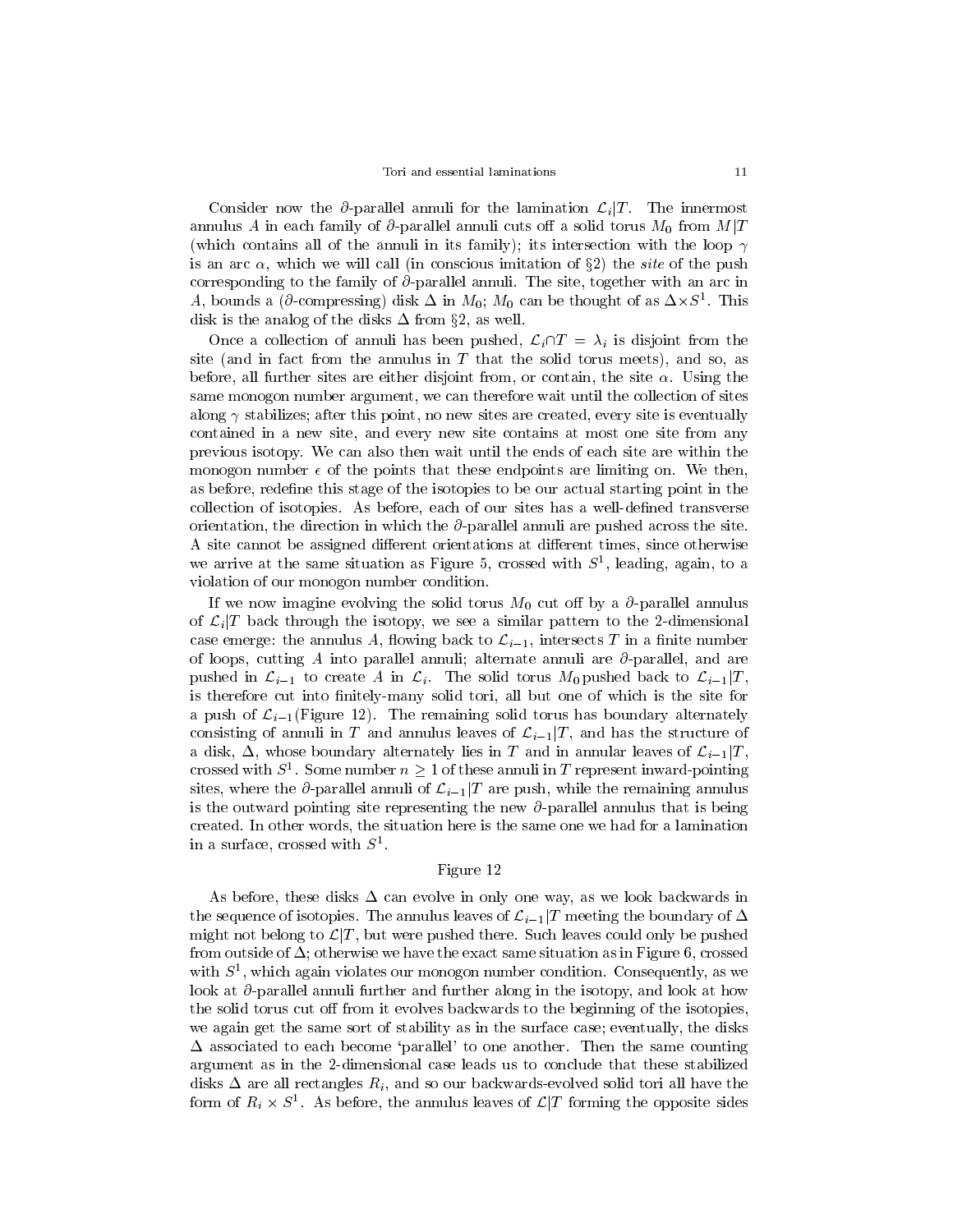Consider now the $\partial$-parallel annuli for the lamination $\mathcal{L}_i|T$. The innermost annulus $A$ in each family of $\partial$-parallel annuli cuts off a solid torus $M_0$ from $M|T$ (which contains all of the annuli in its family); its intersection with the loop $\gamma$ is an arc $\alpha$, which we will call (in conscious imitation of §2) the *site* of the push corresponding to the family of $\partial$-parallel annuli. The site, together with an arc in $A$, bounds a ($\partial$-compressing) disk $\Delta$ in $M_0$; $M_0$ can be thought of as $\Delta \times S^1$. This disk is the analog of the disks $\Delta$ from §2, as well.

Once a collection of annuli has been pushed, $\mathcal{L}_i \cap T = \lambda_i$ is disjoint from the site (and in fact from the annulus in $T$ that the solid torus meets), and so, as before, all further sites are either disjoint from, or contain, the site $\alpha$. Using the same monogon number argument, we can therefore wait until the collection of sites along $\gamma$ stabilizes; after this point, no new sites are created, every site is eventually contained in a new site, and every new site contains at most one site from any previous isotopy. We can also then wait until the ends of each site are within the monogon number $\epsilon$ of the points that these endpoints are limiting on. We then, as before, redefine this stage of the isotopies to be our actual starting point in the collection of isotopies. As before, each of our sites has a well-defined transverse orientation, the direction in which the $\partial$-parallel annuli are pushed across the site. A site cannot be assigned different orientations at different times, since otherwise we arrive at the same situation as Figure 5, crossed with $S^1$, leading, again, to a violation of our monogon number condition.

If we now imagine evolving the solid torus $M_0$ cut off by a $\partial$-parallel annulus of $\mathcal{L}_i|T$ back through the isotopy, we see a similar pattern to the 2-dimensional case emerge: the annulus $A$, flowing back to $\mathcal{L}_{i-1}$, intersects $T$ in a finite number of loops, cutting $A$ into parallel annuli; alternate annuli are $\partial$-parallel, and are pushed in $\mathcal{L}_{i-1}$ to create $A$ in $\mathcal{L}_i$. The solid torus $M_0$ pushed back to $\mathcal{L}_{i-1}|T$, is therefore cut into finitely-many solid tori, all but one of which is the site for a push of $\mathcal{L}_{i-1}$(Figure 12). The remaining solid torus has boundary alternately consisting of annuli in $T$ and annulus leaves of $\mathcal{L}_{i-1}|T$, and has the structure of a disk, $\Delta$, whose boundary alternately lies in $T$ and in annular leaves of $\mathcal{L}_{i-1}|T$, crossed with $S^1$. Some number $n \geq 1$ of these annuli in $T$ represent inward-pointing sites, where the $\partial$-parallel annuli of $\mathcal{L}_{i-1}|T$ are push, while the remaining annulus is the outward pointing site representing the new $\partial$-parallel annulus that is being created. In other words, the situation here is the same one we had for a lamination in a surface, crossed with $S^1$.

Figure 12

As before, these disks $\Delta$ can evolve in only one way, as we look backwards in the sequence of isotopies. The annulus leaves of $\mathcal{L}_{i-1}|T$ meeting the boundary of $\Delta$ might not belong to $\mathcal{L}|T$, but were pushed there. Such leaves could only be pushed from outside of $\Delta$; otherwise we have the exact same situation as in Figure 6, crossed with $S^1$, which again violates our monogon number condition. Consequently, as we look at $\partial$-parallel annuli further and further along in the isotopy, and look at how the solid torus cut off from it evolves backwards to the beginning of the isotopies, we again get the same sort of stability as in the surface case; eventually, the disks $\Delta$ associated to each become 'parallel' to one another. Then the same counting argument as in the 2-dimensional case leads us to conclude that these stabilized disks $\Delta$ are all rectangles $R_i$, and so our backwards-evolved solid tori all have the form of $R_i \times S^1$. As before, the annulus leaves of $\mathcal{L}|T$ forming the opposite sides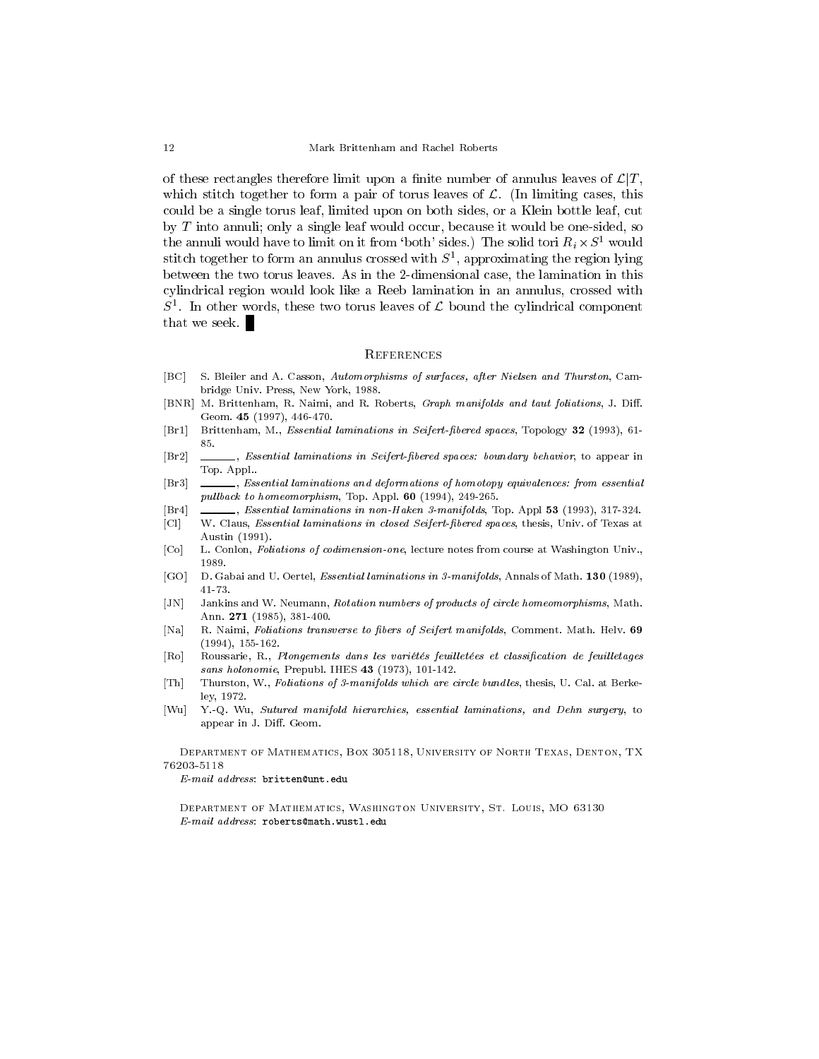of these rectangles therefore limit upon a finite number of annulus leaves of $\mathcal{L}|T$, which stitch together to form a pair of torus leaves of $\mathcal{L}$. (In limiting cases, this could be a single torus leaf, limited upon on both sides, or a Klein bottle leaf, cut by $T$ into annuli; only a single leaf would occur, because it would be one-sided, so the annuli would have to limit on it from 'both' sides.) The solid tori $R_i \times S^1$ would stitch together to form an annulus crossed with $S^1$, approximating the region lying between the two torus leaves. As in the 2-dimensional case, the lamination in this cylindrical region would look like a Reeb lamination in an annulus, crossed with $S^1$. In other words, these two torus leaves of $\mathcal{L}$ bound the cylindrical component that we seek. ∎

## References

[BC] S. Bleiler and A. Casson, *Automorphisms of surfaces, after Nielsen and Thurston*, Cambridge Univ. Press, New York, 1988.

[BNR] M. Brittenham, R. Naimi, and R. Roberts, *Graph manifolds and taut foliations*, J. Diff. Geom. **45** (1997), 446-470.

[Br1] Brittenham, M., *Essential laminations in Seifert-fibered spaces*, Topology **32** (1993), 61-85.

[Br2] ______, *Essential laminations in Seifert-fibered spaces: boundary behavior*, to appear in Top. Appl..

[Br3] ______, *Essential laminations and deformations of homotopy equivalences: from essential pullback to homeomorphism*, Top. Appl. **60** (1994), 249-265.

[Br4] ______, *Essential laminations in non-Haken 3-manifolds*, Top. Appl **53** (1993), 317-324.

[Cl] W. Claus, *Essential laminations in closed Seifert-fibered spaces*, thesis, Univ. of Texas at Austin (1991).

[Co] L. Conlon, *Foliations of codimension-one*, lecture notes from course at Washington Univ., 1989.

[GO] D. Gabai and U. Oertel, *Essential laminations in 3-manifolds*, Annals of Math. **130** (1989), 41-73.

[JN] Jankins and W. Neumann, *Rotation numbers of products of circle homeomorphisms*, Math. Ann. **271** (1985), 381-400.

[Na] R. Naimi, *Foliations transverse to fibers of Seifert manifolds*, Comment. Math. Helv. **69** (1994), 155-162.

[Ro] Roussarie, R., *Plongements dans les variétés feuilletées et classification de feuilletages sans holonomie*, Prepubl. IHES **43** (1973), 101-142.

[Th] Thurston, W., *Foliations of 3-manifolds which are circle bundles*, thesis, U. Cal. at Berkeley, 1972.

[Wu] Y.-Q. Wu, *Sutured manifold hierarchies, essential laminations, and Dehn surgery*, to appear in J. Diff. Geom.

Department of Mathematics, Box 305118, University of North Texas, Denton, TX 76203-5118

*E-mail address*: britten@unt.edu

Department of Mathematics, Washington University, St. Louis, MO 63130

*E-mail address*: roberts@math.wustl.edu